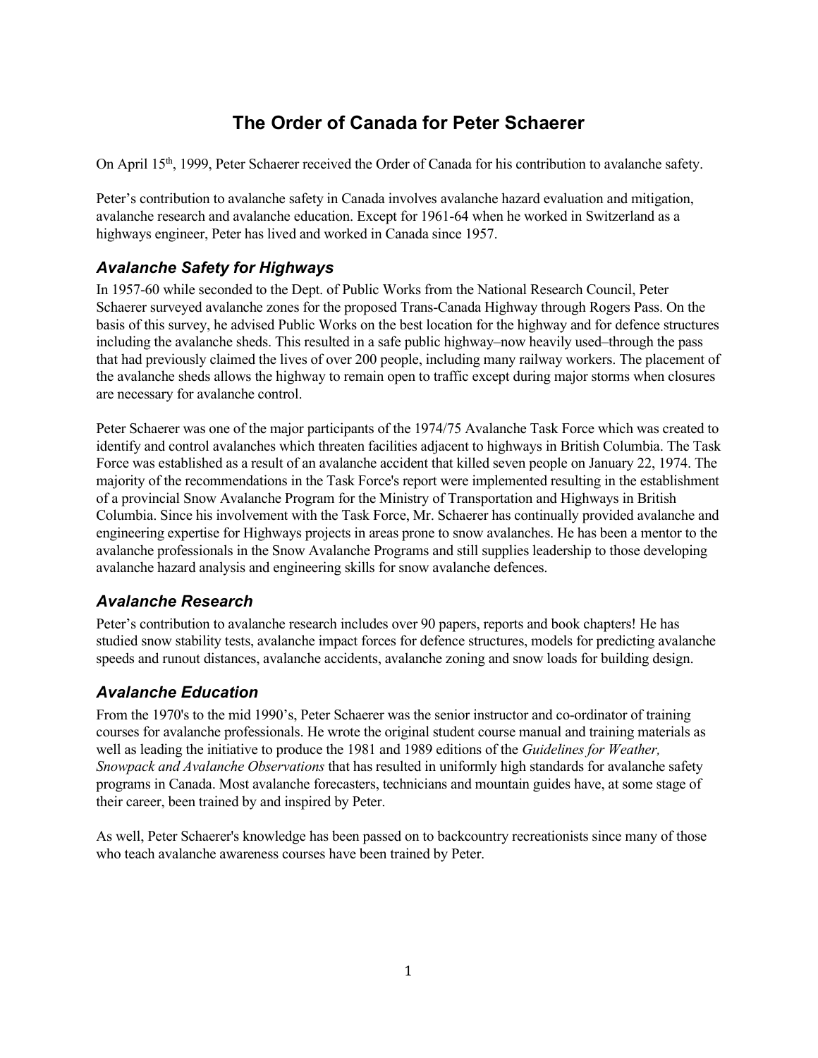# The Order of Canada for Peter Schaerer

On April 15th, 1999, Peter Schaerer received the Order of Canada for his contribution to avalanche safety.

Peter's contribution to avalanche safety in Canada involves avalanche hazard evaluation and mitigation, avalanche research and avalanche education. Except for 1961-64 when he worked in Switzerland as a highways engineer, Peter has lived and worked in Canada since 1957.

## *Avalanche Safety for Highways*

In 1957-60 while seconded to the Dept. of Public Works from the National Research Council, Peter Schaerer surveyed avalanche zones for the proposed Trans-Canada Highway through Rogers Pass. On the basis of this survey, he advised Public Works on the best location for the highway and for defence structures including the avalanche sheds. This resulted in a safe public highway–now heavily used–through the pass that had previously claimed the lives of over 200 people, including many railway workers. The placement of the avalanche sheds allows the highway to remain open to traffic except during major storms when closures are necessary for avalanche control.

Peter Schaerer was one of the major participants of the 1974/75 Avalanche Task Force which was created to identify and control avalanches which threaten facilities adjacent to highways in British Columbia. The Task Force was established as a result of an avalanche accident that killed seven people on January 22, 1974. The majority of the recommendations in the Task Force's report were implemented resulting in the establishment of a provincial Snow Avalanche Program for the Ministry of Transportation and Highways in British Columbia. Since his involvement with the Task Force, Mr. Schaerer has continually provided avalanche and engineering expertise for Highways projects in areas prone to snow avalanches. He has been a mentor to the avalanche professionals in the Snow Avalanche Programs and still supplies leadership to those developing avalanche hazard analysis and engineering skills for snow avalanche defences.

## *Avalanche Research*

Peter's contribution to avalanche research includes over 90 papers, reports and book chapters! He has studied snow stability tests, avalanche impact forces for defence structures, models for predicting avalanche speeds and runout distances, avalanche accidents, avalanche zoning and snow loads for building design.

## *Avalanche Education*

From the 1970's to the mid 1990's, Peter Schaerer was the senior instructor and co-ordinator of training courses for avalanche professionals. He wrote the original student course manual and training materials as well as leading the initiative to produce the 1981 and 1989 editions of the *Guidelines for Weather, Snowpack and Avalanche Observations* that has resulted in uniformly high standards for avalanche safety programs in Canada. Most avalanche forecasters, technicians and mountain guides have, at some stage of their career, been trained by and inspired by Peter.

As well, Peter Schaerer's knowledge has been passed on to backcountry recreationists since many of those who teach avalanche awareness courses have been trained by Peter.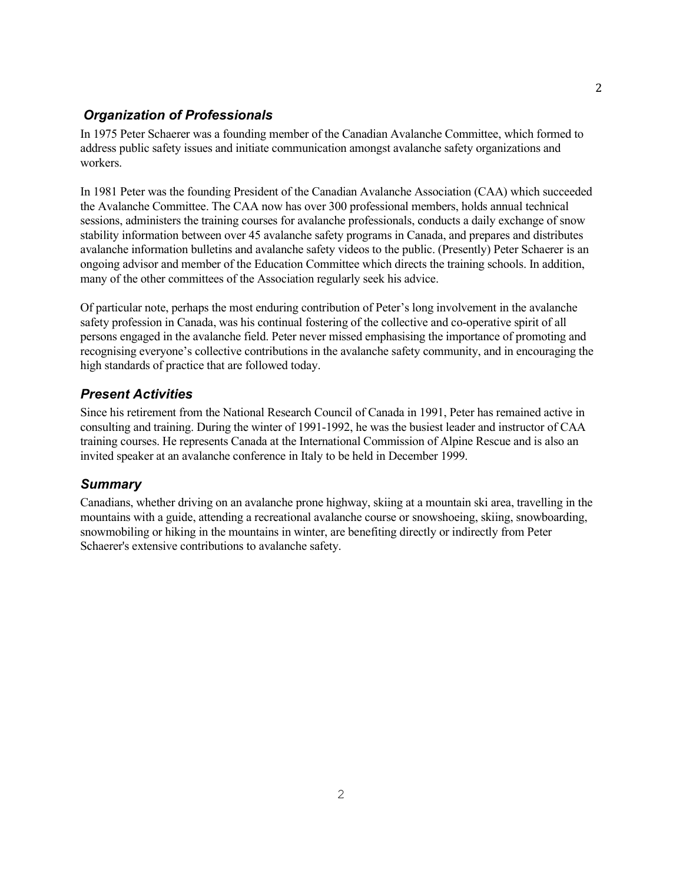## *Organization of Professionals*

In 1975 Peter Schaerer was a founding member of the Canadian Avalanche Committee, which formed to address public safety issues and initiate communication amongst avalanche safety organizations and workers.

In 1981 Peter was the founding President of the Canadian Avalanche Association (CAA) which succeeded the Avalanche Committee. The CAA now has over 300 professional members, holds annual technical sessions, administers the training courses for avalanche professionals, conducts a daily exchange of snow stability information between over 45 avalanche safety programs in Canada, and prepares and distributes avalanche information bulletins and avalanche safety videos to the public. (Presently) Peter Schaerer is an ongoing advisor and member of the Education Committee which directs the training schools. In addition, many of the other committees of the Association regularly seek his advice.

Of particular note, perhaps the most enduring contribution of Peter's long involvement in the avalanche safety profession in Canada, was his continual fostering of the collective and co-operative spirit of all persons engaged in the avalanche field. Peter never missed emphasising the importance of promoting and recognising everyone's collective contributions in the avalanche safety community, and in encouraging the high standards of practice that are followed today.

## *Present Activities*

Since his retirement from the National Research Council of Canada in 1991, Peter has remained active in consulting and training. During the winter of 1991-1992, he was the busiest leader and instructor of CAA training courses. He represents Canada at the International Commission of Alpine Rescue and is also an invited speaker at an avalanche conference in Italy to be held in December 1999.

## *Summary*

Canadians, whether driving on an avalanche prone highway, skiing at a mountain ski area, travelling in the mountains with a guide, attending a recreational avalanche course or snowshoeing, skiing, snowboarding, snowmobiling or hiking in the mountains in winter, are benefiting directly or indirectly from Peter Schaerer's extensive contributions to avalanche safety.